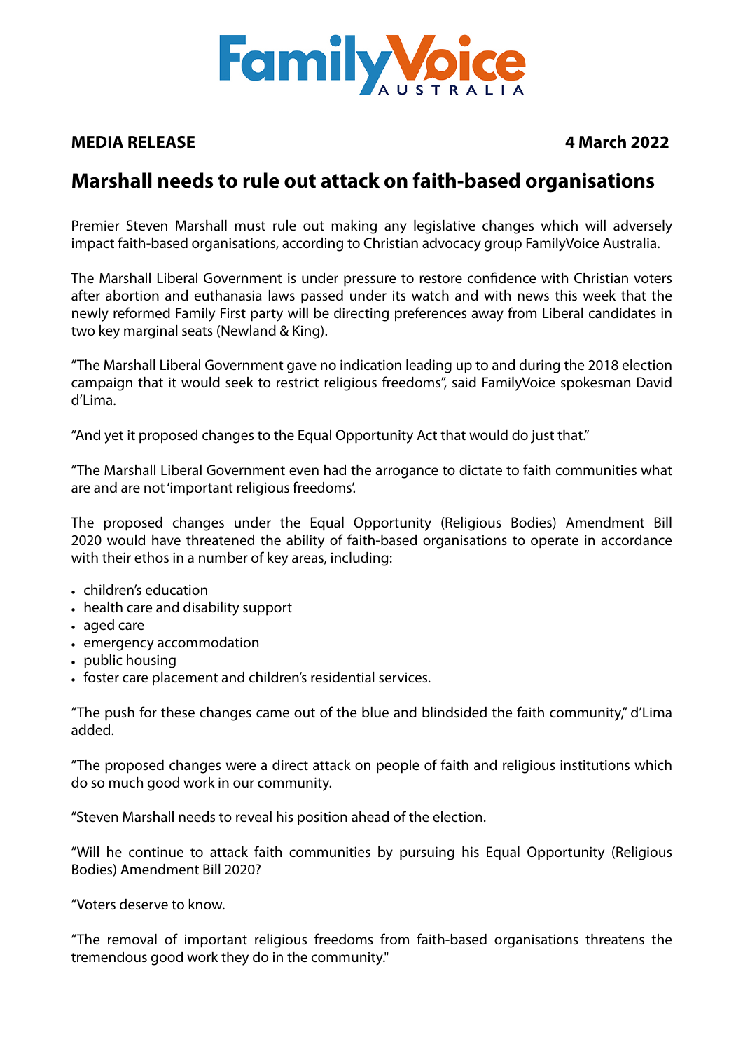FamilyVoice AUSTRALIA

**MEDIA RELEASE** **4 March 2022**

# Marshall needs to rule out attack on faith-based organisations

Premier Steven Marshall must rule out making any legislative changes which will adversely impact faith-based organisations, according to Christian advocacy group FamilyVoice Australia.

The Marshall Liberal Government is under pressure to restore confidence with Christian voters after abortion and euthanasia laws passed under its watch and with news this week that the newly reformed Family First party will be directing preferences away from Liberal candidates in two key marginal seats (Newland & King).

"The Marshall Liberal Government gave no indication leading up to and during the 2018 election campaign that it would seek to restrict religious freedoms", said FamilyVoice spokesman David d'Lima.

"And yet it proposed changes to the Equal Opportunity Act that would do just that."

"The Marshall Liberal Government even had the arrogance to dictate to faith communities what are and are not 'important religious freedoms'.

The proposed changes under the Equal Opportunity (Religious Bodies) Amendment Bill 2020 would have threatened the ability of faith-based organisations to operate in accordance with their ethos in a number of key areas, including:

- children's education
- health care and disability support
- aged care
- emergency accommodation
- public housing
- foster care placement and children's residential services.

"The push for these changes came out of the blue and blindsided the faith community," d'Lima added.

"The proposed changes were a direct attack on people of faith and religious institutions which do so much good work in our community.

"Steven Marshall needs to reveal his position ahead of the election.

"Will he continue to attack faith communities by pursuing his Equal Opportunity (Religious Bodies) Amendment Bill 2020?

"Voters deserve to know.

"The removal of important religious freedoms from faith-based organisations threatens the tremendous good work they do in the community."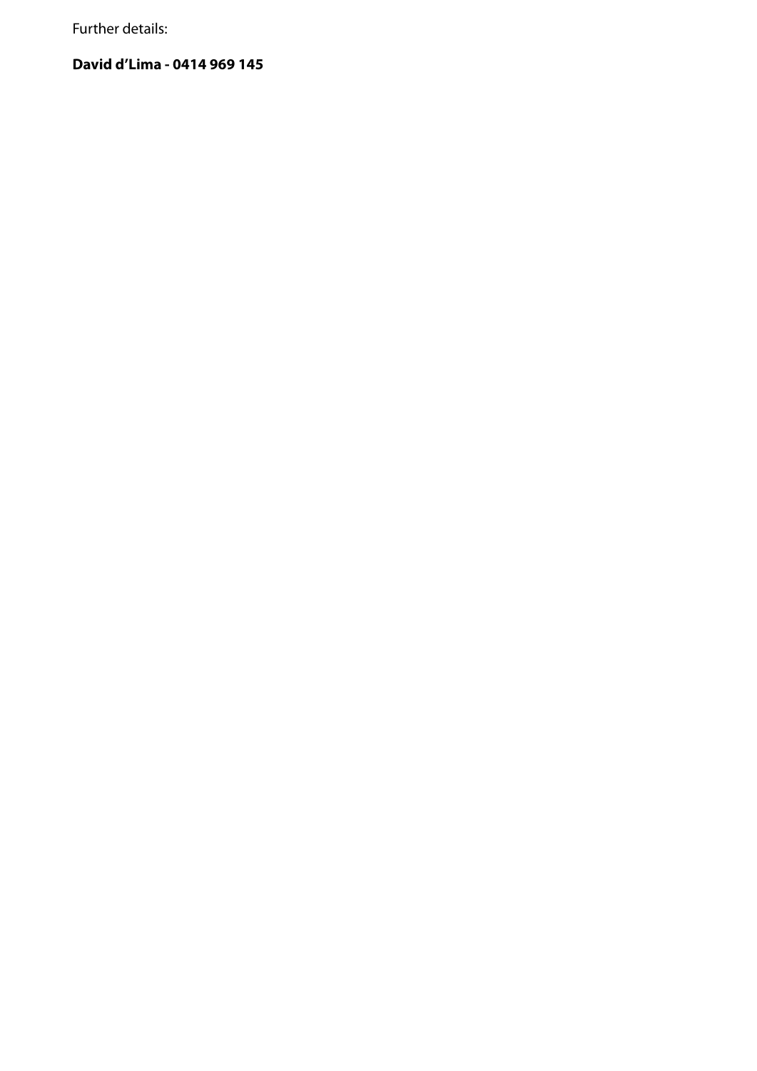Further details:

**David d'Lima - 0414 969 145**